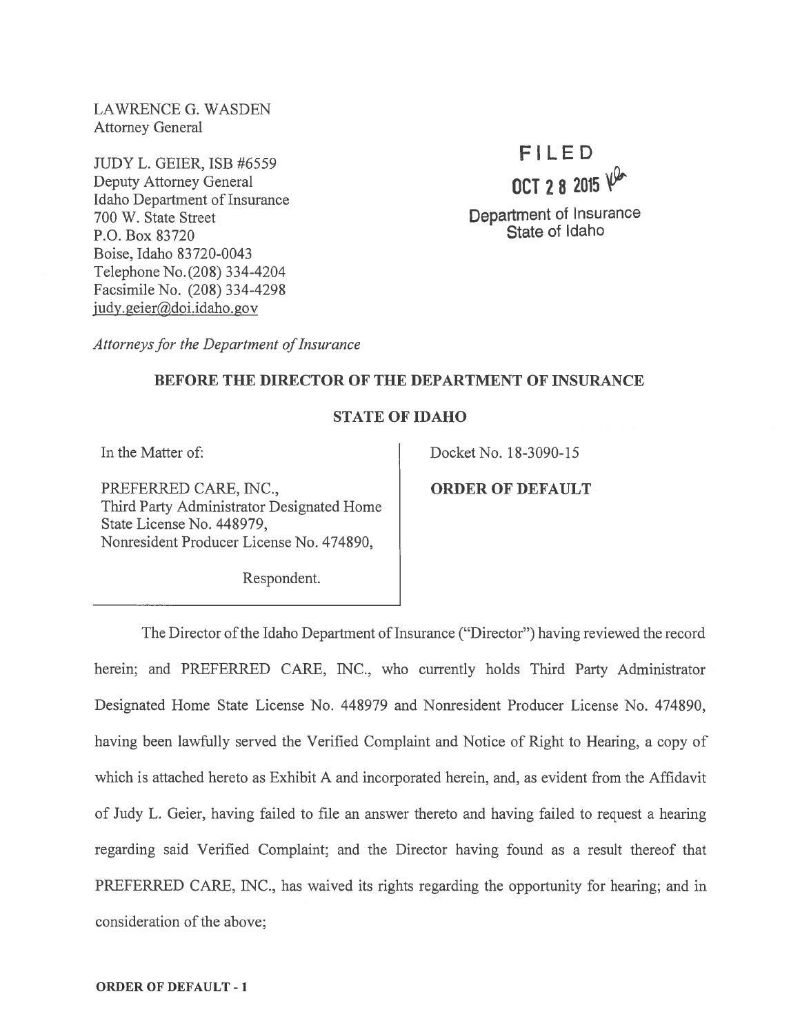LAWRENCE G. WASDEN
Attorney General

JUDY L. GEIER, ISB #6559
Deputy Attorney General
Idaho Department of Insurance
700 W. State Street
P.O. Box 83720
Boise, Idaho 83720-0043
Telephone No. (208) 334-4204
Facsimile No. (208) 334-4298
judy.geier@doi.idaho.gov

FILED
OCT 28 2015
Department of Insurance
State of Idaho

*Attorneys for the Department of Insurance*

**BEFORE THE DIRECTOR OF THE DEPARTMENT OF INSURANCE**

**STATE OF IDAHO**

| | |
|---|---|
| In the Matter of:<br><br>PREFERRED CARE, INC.,<br>Third Party Administrator Designated Home State License No. 448979,<br>Nonresident Producer License No. 474890,<br><br>Respondent. | Docket No. 18-3090-15<br><br>**ORDER OF DEFAULT** |

The Director of the Idaho Department of Insurance ("Director") having reviewed the record herein; and PREFERRED CARE, INC., who currently holds Third Party Administrator Designated Home State License No. 448979 and Nonresident Producer License No. 474890, having been lawfully served the Verified Complaint and Notice of Right to Hearing, a copy of which is attached hereto as Exhibit A and incorporated herein, and, as evident from the Affidavit of Judy L. Geier, having failed to file an answer thereto and having failed to request a hearing regarding said Verified Complaint; and the Director having found as a result thereof that PREFERRED CARE, INC., has waived its rights regarding the opportunity for hearing; and in consideration of the above;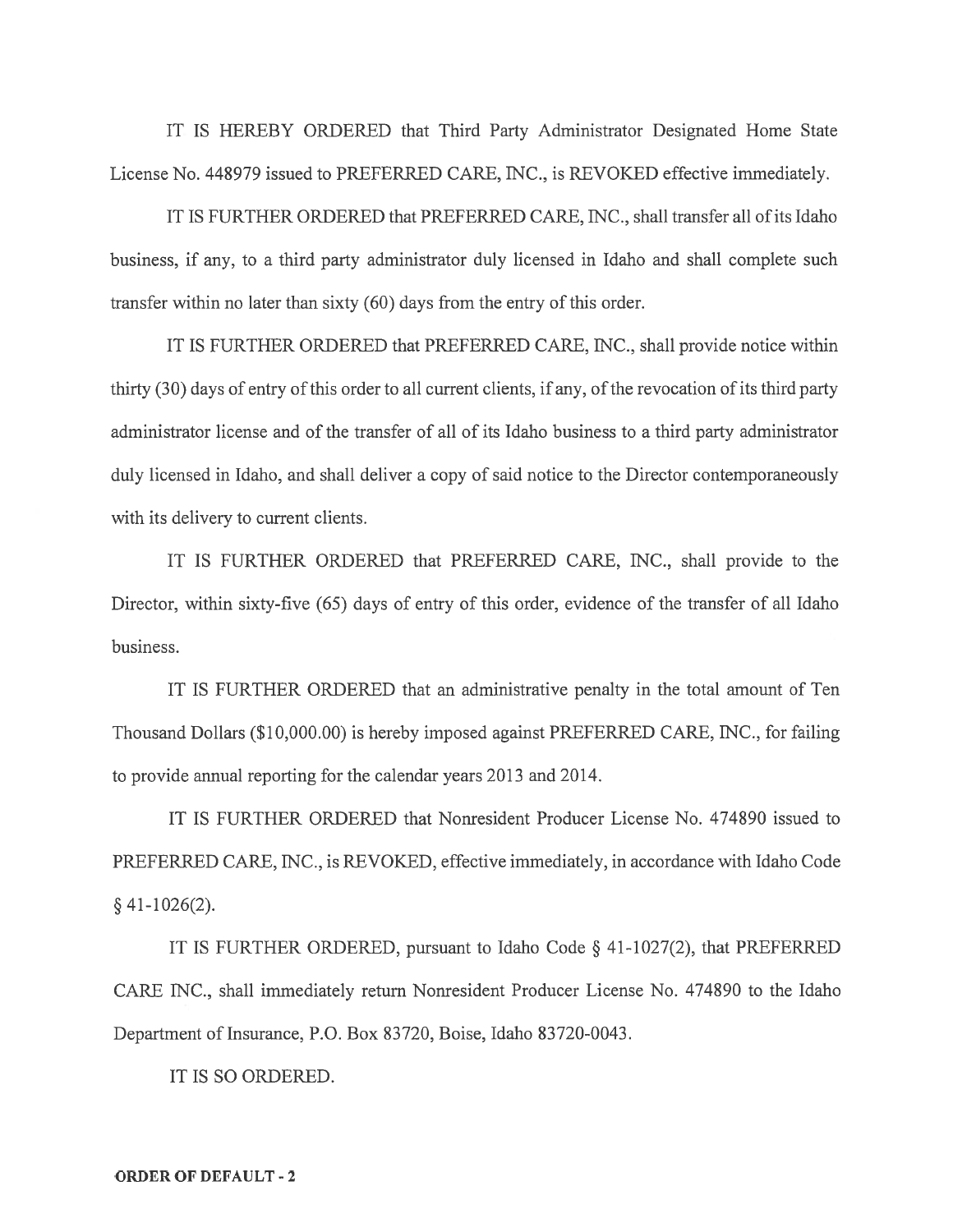IT IS HEREBY ORDERED that Third Party Administrator Designated Home State License No. 448979 issued to PREFERRED CARE, INC., is REVOKED effective immediately.

IT IS FURTHER ORDERED that PREFERRED CARE, INC., shall transfer all of its Idaho business, if any, to a third party administrator duly licensed in Idaho and shall complete such transfer within no later than sixty (60) days from the entry of this order.

IT IS FURTHER ORDERED that PREFERRED CARE, INC., shall provide notice within thirty (30) days of entry of this order to all current clients, if any, of the revocation of its third party administrator license and of the transfer of all of its Idaho business to a third party administrator duly licensed in Idaho, and shall deliver a copy of said notice to the Director contemporaneously with its delivery to current clients.

IT IS FURTHER ORDERED that PREFERRED CARE, INC., shall provide to the Director, within sixty-five (65) days of entry of this order, evidence of the transfer of all Idaho business.

IT IS FURTHER ORDERED that an administrative penalty in the total amount of Ten Thousand Dollars ($10,000.00) is hereby imposed against PREFERRED CARE, INC., for failing to provide annual reporting for the calendar years 2013 and 2014.

IT IS FURTHER ORDERED that Nonresident Producer License No. 474890 issued to PREFERRED CARE, INC., is REVOKED, effective immediately, in accordance with Idaho Code § 41-1026(2).

IT IS FURTHER ORDERED, pursuant to Idaho Code § 41-1027(2), that PREFERRED CARE INC., shall immediately return Nonresident Producer License No. 474890 to the Idaho Department of Insurance, P.O. Box 83720, Boise, Idaho 83720-0043.

IT IS SO ORDERED.

**ORDER OF DEFAULT - 2**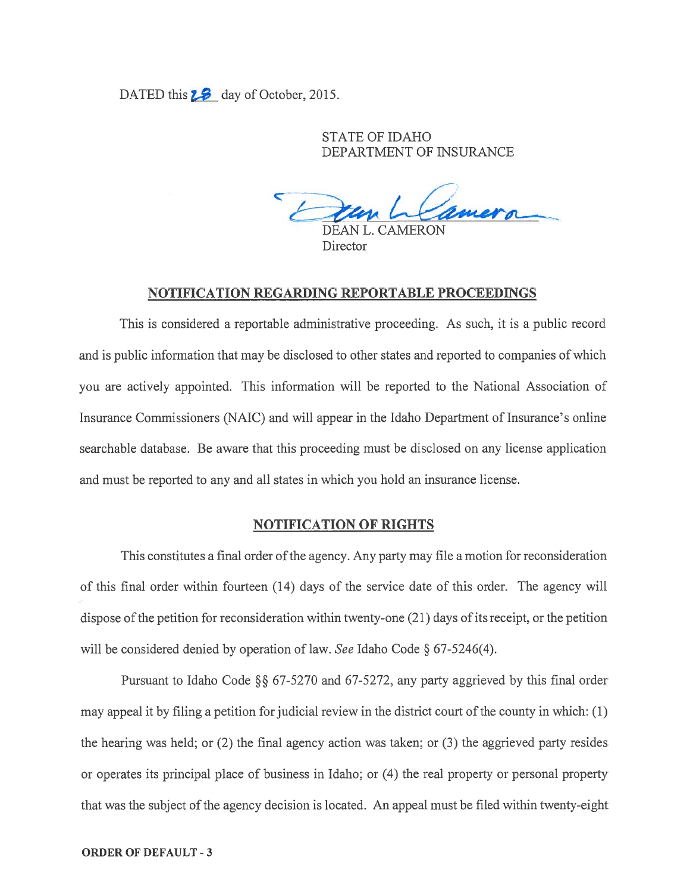DATED this 28 day of October, 2015.

STATE OF IDAHO
DEPARTMENT OF INSURANCE

DEAN L. CAMERON
Director

## NOTIFICATION REGARDING REPORTABLE PROCEEDINGS

This is considered a reportable administrative proceeding. As such, it is a public record and is public information that may be disclosed to other states and reported to companies of which you are actively appointed. This information will be reported to the National Association of Insurance Commissioners (NAIC) and will appear in the Idaho Department of Insurance's online searchable database. Be aware that this proceeding must be disclosed on any license application and must be reported to any and all states in which you hold an insurance license.

## NOTIFICATION OF RIGHTS

This constitutes a final order of the agency. Any party may file a motion for reconsideration of this final order within fourteen (14) days of the service date of this order. The agency will dispose of the petition for reconsideration within twenty-one (21) days of its receipt, or the petition will be considered denied by operation of law. *See* Idaho Code § 67-5246(4).

Pursuant to Idaho Code §§ 67-5270 and 67-5272, any party aggrieved by this final order may appeal it by filing a petition for judicial review in the district court of the county in which: (1) the hearing was held; or (2) the final agency action was taken; or (3) the aggrieved party resides or operates its principal place of business in Idaho; or (4) the real property or personal property that was the subject of the agency decision is located. An appeal must be filed within twenty-eight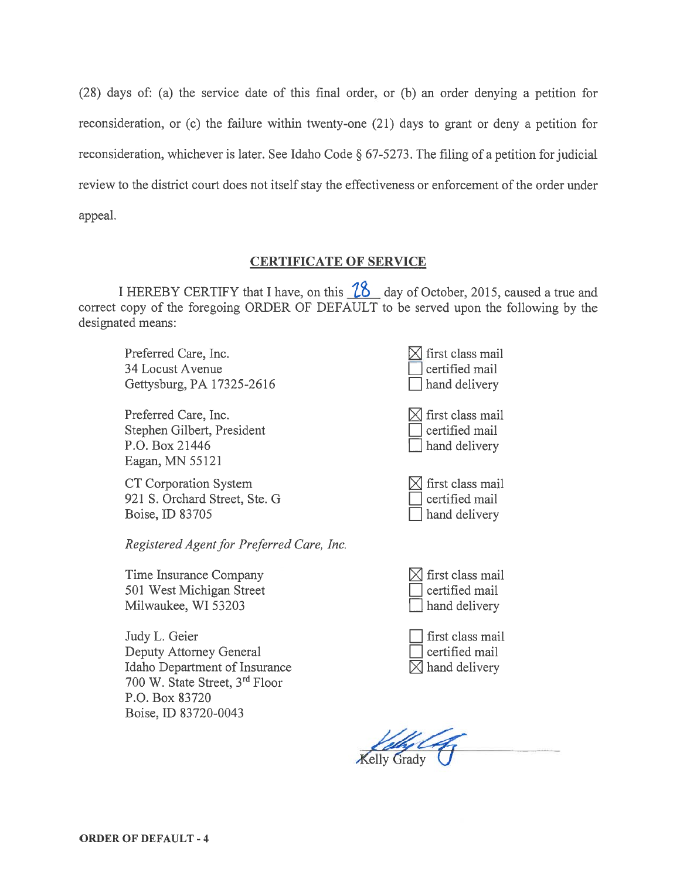(28) days of: (a) the service date of this final order, or (b) an order denying a petition for reconsideration, or (c) the failure within twenty-one (21) days to grant or deny a petition for reconsideration, whichever is later. See Idaho Code § 67-5273. The filing of a petition for judicial review to the district court does not itself stay the effectiveness or enforcement of the order under appeal.

## CERTIFICATE OF SERVICE

I HEREBY CERTIFY that I have, on this 28 day of October, 2015, caused a true and correct copy of the foregoing ORDER OF DEFAULT to be served upon the following by the designated means:

Preferred Care, Inc.
34 Locust Avenue
Gettysburg, PA 17325-2616

- ☒ first class mail
- ☐ certified mail
- ☐ hand delivery

Preferred Care, Inc.
Stephen Gilbert, President
P.O. Box 21446
Eagan, MN 55121

- ☒ first class mail
- ☐ certified mail
- ☐ hand delivery

CT Corporation System
921 S. Orchard Street, Ste. G
Boise, ID 83705

*Registered Agent for Preferred Care, Inc.*

- ☒ first class mail
- ☐ certified mail
- ☐ hand delivery

Time Insurance Company
501 West Michigan Street
Milwaukee, WI 53203

- ☒ first class mail
- ☐ certified mail
- ☐ hand delivery

Judy L. Geier
Deputy Attorney General
Idaho Department of Insurance
700 W. State Street, 3rd Floor
P.O. Box 83720
Boise, ID 83720-0043

- ☐ first class mail
- ☐ certified mail
- ☒ hand delivery

Kelly Grady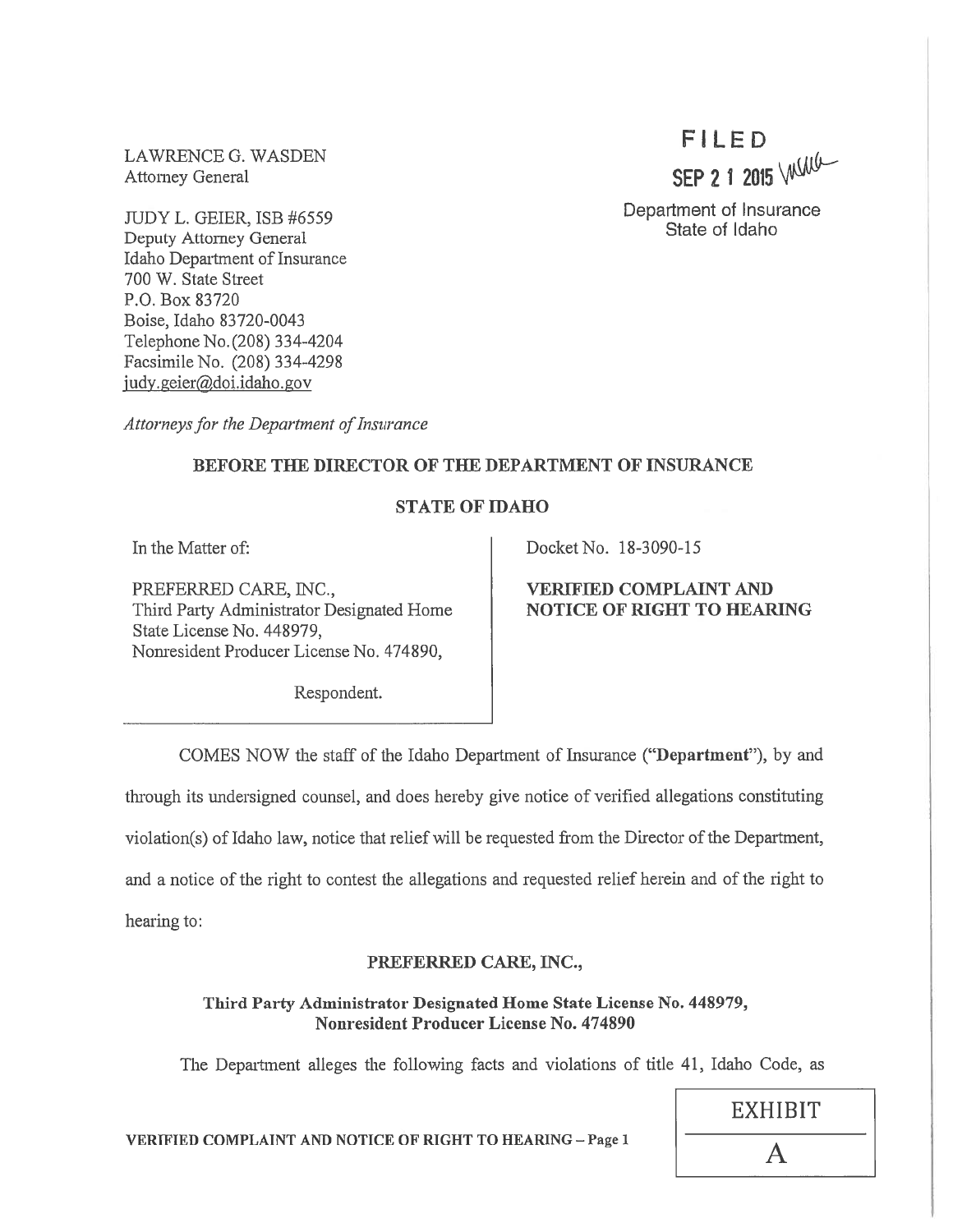LAWRENCE G. WASDEN
Attorney General

JUDY L. GEIER, ISB #6559
Deputy Attorney General
Idaho Department of Insurance
700 W. State Street
P.O. Box 83720
Boise, Idaho 83720-0043
Telephone No. (208) 334-4204
Facsimile No. (208) 334-4298
judy.geier@doi.idaho.gov

*Attorneys for the Department of Insurance*

**FILED**
**SEP 2 1 2015**
Department of Insurance
State of Idaho

**BEFORE THE DIRECTOR OF THE DEPARTMENT OF INSURANCE**

**STATE OF IDAHO**

| | |
|---|---|
| In the Matter of:<br><br>PREFERRED CARE, INC.,<br>Third Party Administrator Designated Home State License No. 448979,<br>Nonresident Producer License No. 474890,<br><br>Respondent. | Docket No. 18-3090-15<br><br>**VERIFIED COMPLAINT AND NOTICE OF RIGHT TO HEARING** |

COMES NOW the staff of the Idaho Department of Insurance (**"Department"**), by and through its undersigned counsel, and does hereby give notice of verified allegations constituting violation(s) of Idaho law, notice that relief will be requested from the Director of the Department, and a notice of the right to contest the allegations and requested relief herein and of the right to hearing to:

**PREFERRED CARE, INC.,**

**Third Party Administrator Designated Home State License No. 448979,**
**Nonresident Producer License No. 474890**

The Department alleges the following facts and violations of title 41, Idaho Code, as

**VERIFIED COMPLAINT AND NOTICE OF RIGHT TO HEARING – Page 1**

EXHIBIT
A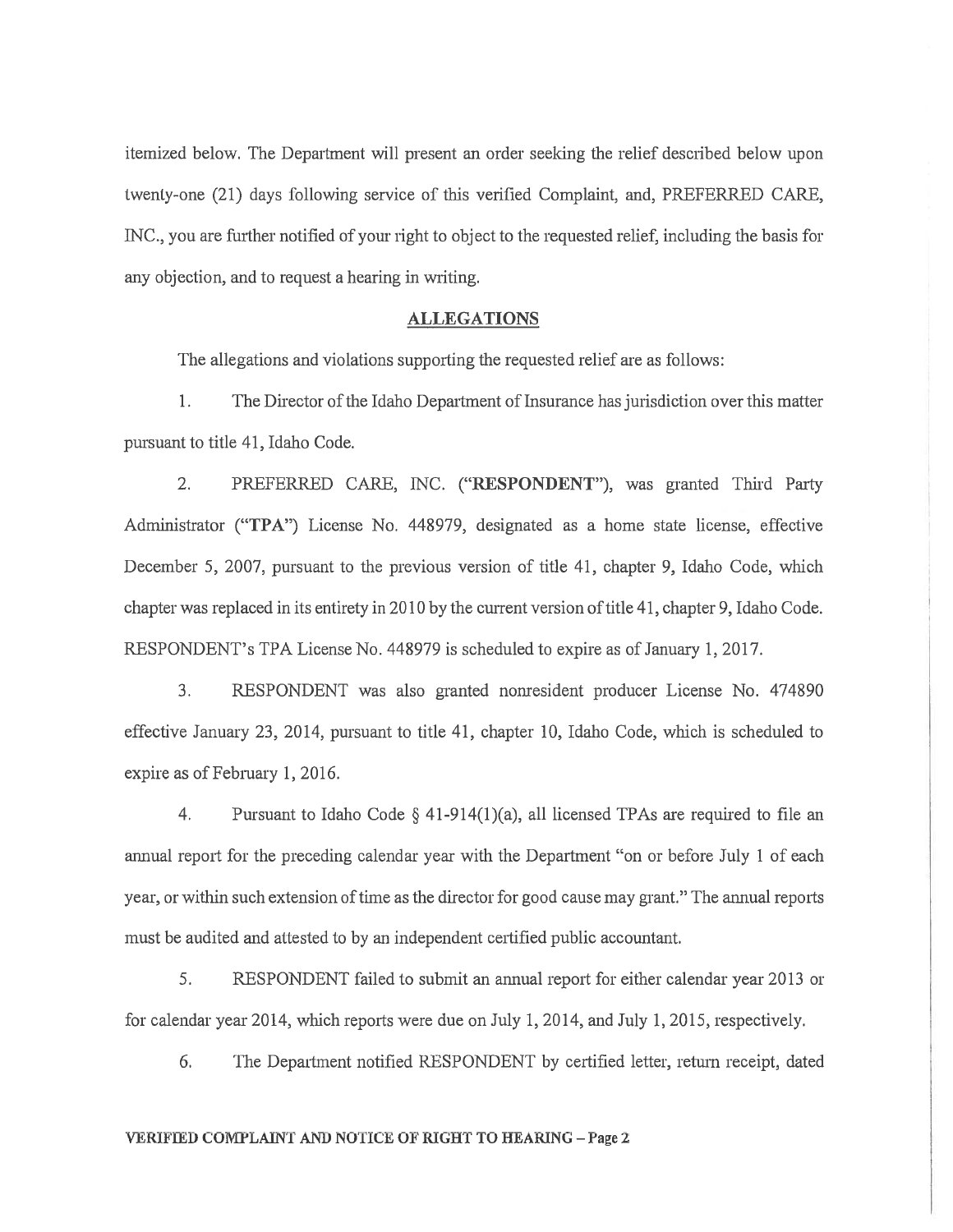itemized below. The Department will present an order seeking the relief described below upon twenty-one (21) days following service of this verified Complaint, and, PREFERRED CARE, INC., you are further notified of your right to object to the requested relief, including the basis for any objection, and to request a hearing in writing.

## ALLEGATIONS

The allegations and violations supporting the requested relief are as follows:

1. The Director of the Idaho Department of Insurance has jurisdiction over this matter pursuant to title 41, Idaho Code.

2. PREFERRED CARE, INC. ("**RESPONDENT**"), was granted Third Party Administrator ("**TPA**") License No. 448979, designated as a home state license, effective December 5, 2007, pursuant to the previous version of title 41, chapter 9, Idaho Code, which chapter was replaced in its entirety in 2010 by the current version of title 41, chapter 9, Idaho Code. RESPONDENT's TPA License No. 448979 is scheduled to expire as of January 1, 2017.

3. RESPONDENT was also granted nonresident producer License No. 474890 effective January 23, 2014, pursuant to title 41, chapter 10, Idaho Code, which is scheduled to expire as of February 1, 2016.

4. Pursuant to Idaho Code § 41-914(1)(a), all licensed TPAs are required to file an annual report for the preceding calendar year with the Department "on or before July 1 of each year, or within such extension of time as the director for good cause may grant." The annual reports must be audited and attested to by an independent certified public accountant.

5. RESPONDENT failed to submit an annual report for either calendar year 2013 or for calendar year 2014, which reports were due on July 1, 2014, and July 1, 2015, respectively.

6. The Department notified RESPONDENT by certified letter, return receipt, dated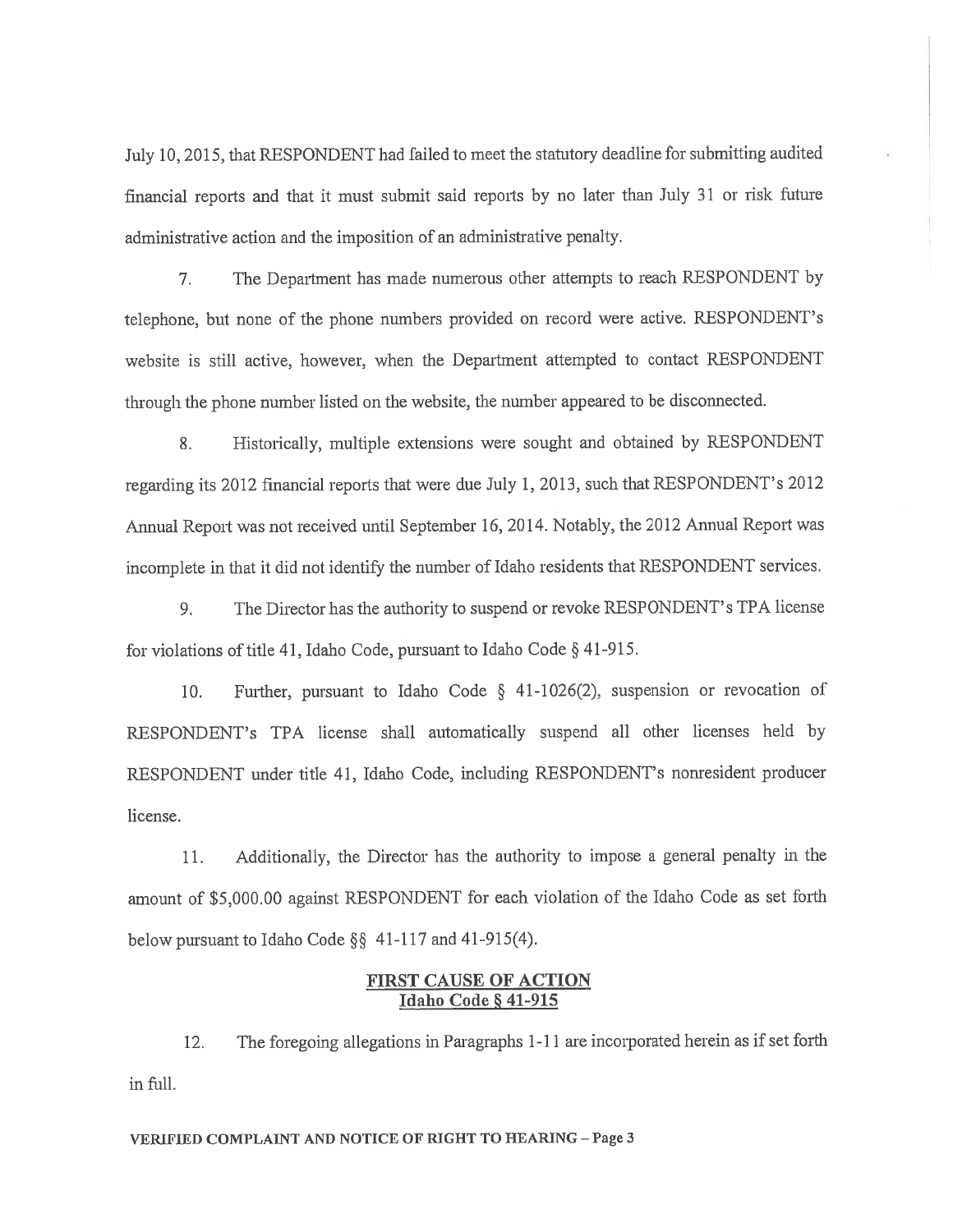July 10, 2015, that RESPONDENT had failed to meet the statutory deadline for submitting audited financial reports and that it must submit said reports by no later than July 31 or risk future administrative action and the imposition of an administrative penalty.

7. The Department has made numerous other attempts to reach RESPONDENT by telephone, but none of the phone numbers provided on record were active. RESPONDENT's website is still active, however, when the Department attempted to contact RESPONDENT through the phone number listed on the website, the number appeared to be disconnected.

8. Historically, multiple extensions were sought and obtained by RESPONDENT regarding its 2012 financial reports that were due July 1, 2013, such that RESPONDENT's 2012 Annual Report was not received until September 16, 2014. Notably, the 2012 Annual Report was incomplete in that it did not identify the number of Idaho residents that RESPONDENT services.

9. The Director has the authority to suspend or revoke RESPONDENT's TPA license for violations of title 41, Idaho Code, pursuant to Idaho Code § 41-915.

10. Further, pursuant to Idaho Code § 41-1026(2), suspension or revocation of RESPONDENT's TPA license shall automatically suspend all other licenses held by RESPONDENT under title 41, Idaho Code, including RESPONDENT's nonresident producer license.

11. Additionally, the Director has the authority to impose a general penalty in the amount of $5,000.00 against RESPONDENT for each violation of the Idaho Code as set forth below pursuant to Idaho Code §§ 41-117 and 41-915(4).

## FIRST CAUSE OF ACTION
## Idaho Code § 41-915

12. The foregoing allegations in Paragraphs 1-11 are incorporated herein as if set forth in full.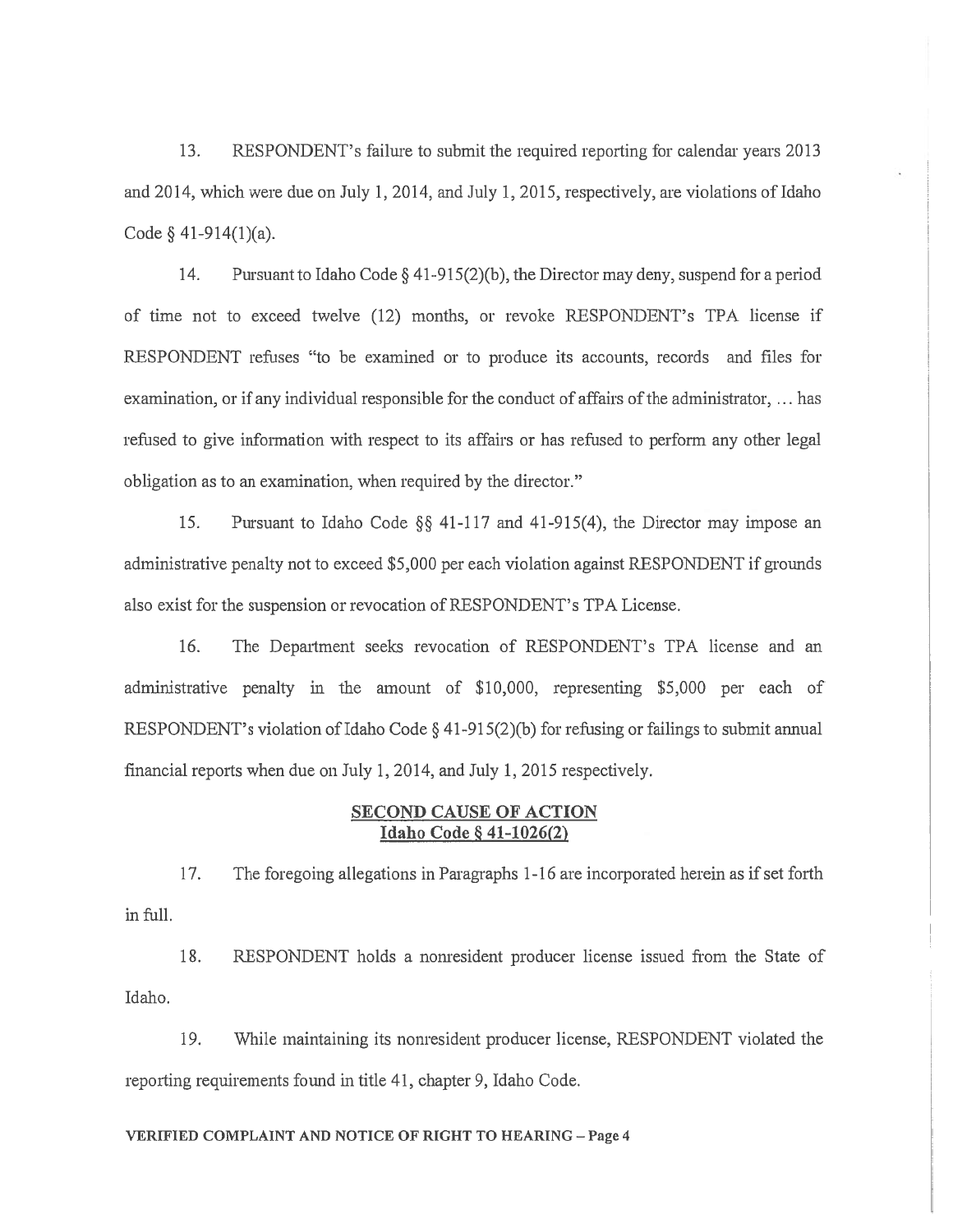13. RESPONDENT's failure to submit the required reporting for calendar years 2013 and 2014, which were due on July 1, 2014, and July 1, 2015, respectively, are violations of Idaho Code § 41-914(1)(a).

14. Pursuant to Idaho Code § 41-915(2)(b), the Director may deny, suspend for a period of time not to exceed twelve (12) months, or revoke RESPONDENT's TPA license if RESPONDENT refuses "to be examined or to produce its accounts, records and files for examination, or if any individual responsible for the conduct of affairs of the administrator, ... has refused to give information with respect to its affairs or has refused to perform any other legal obligation as to an examination, when required by the director."

15. Pursuant to Idaho Code §§ 41-117 and 41-915(4), the Director may impose an administrative penalty not to exceed $5,000 per each violation against RESPONDENT if grounds also exist for the suspension or revocation of RESPONDENT's TPA License.

16. The Department seeks revocation of RESPONDENT's TPA license and an administrative penalty in the amount of $10,000, representing $5,000 per each of RESPONDENT's violation of Idaho Code § 41-915(2)(b) for refusing or failings to submit annual financial reports when due on July 1, 2014, and July 1, 2015 respectively.

## SECOND CAUSE OF ACTION
## Idaho Code § 41-1026(2)

17. The foregoing allegations in Paragraphs 1-16 are incorporated herein as if set forth in full.

18. RESPONDENT holds a nonresident producer license issued from the State of Idaho.

19. While maintaining its nonresident producer license, RESPONDENT violated the reporting requirements found in title 41, chapter 9, Idaho Code.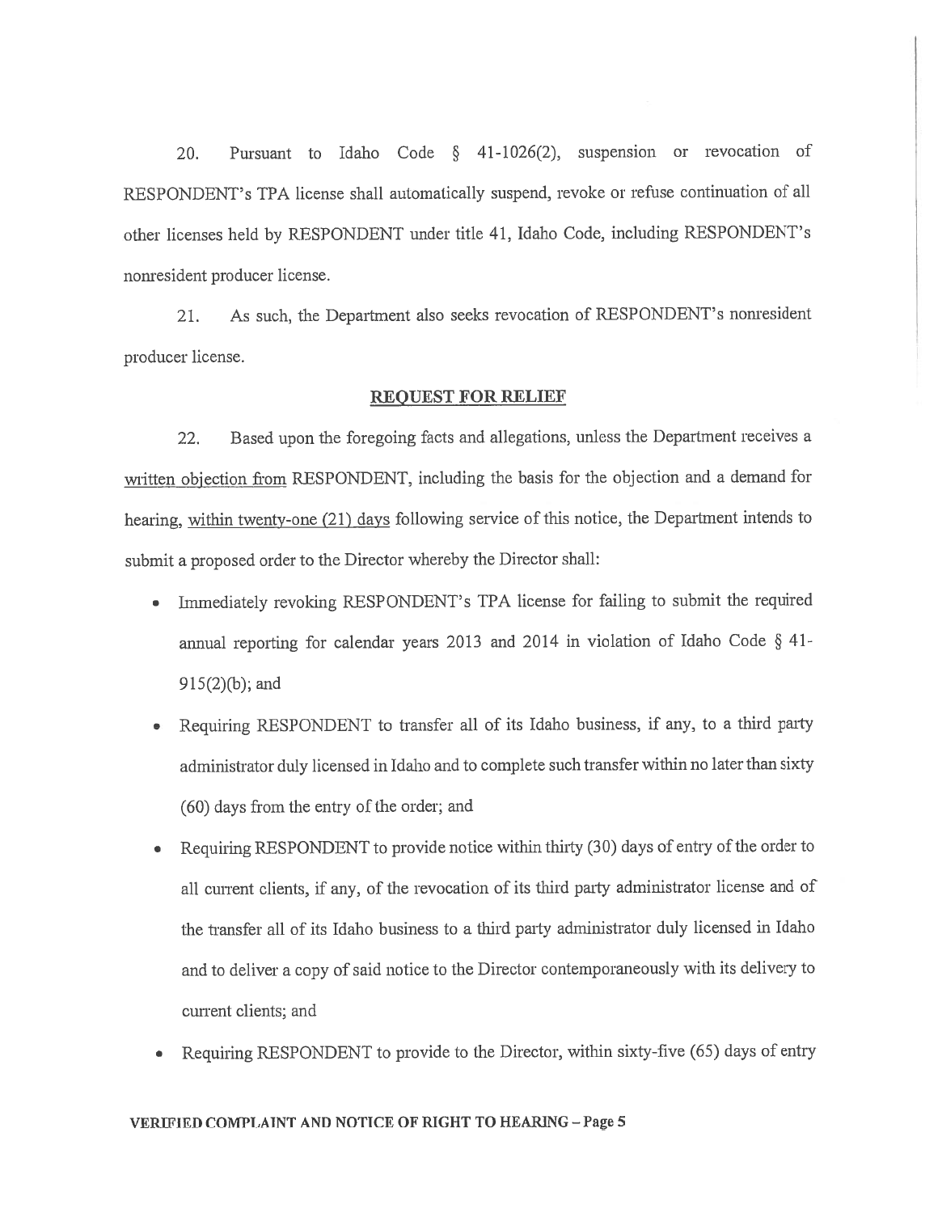20. Pursuant to Idaho Code § 41-1026(2), suspension or revocation of RESPONDENT's TPA license shall automatically suspend, revoke or refuse continuation of all other licenses held by RESPONDENT under title 41, Idaho Code, including RESPONDENT's nonresident producer license.

21. As such, the Department also seeks revocation of RESPONDENT's nonresident producer license.

**REQUEST FOR RELIEF**

22. Based upon the foregoing facts and allegations, unless the Department receives a written objection from RESPONDENT, including the basis for the objection and a demand for hearing, within twenty-one (21) days following service of this notice, the Department intends to submit a proposed order to the Director whereby the Director shall:

- Immediately revoking RESPONDENT's TPA license for failing to submit the required annual reporting for calendar years 2013 and 2014 in violation of Idaho Code § 41-915(2)(b); and
- Requiring RESPONDENT to transfer all of its Idaho business, if any, to a third party administrator duly licensed in Idaho and to complete such transfer within no later than sixty (60) days from the entry of the order; and
- Requiring RESPONDENT to provide notice within thirty (30) days of entry of the order to all current clients, if any, of the revocation of its third party administrator license and of the transfer all of its Idaho business to a third party administrator duly licensed in Idaho and to deliver a copy of said notice to the Director contemporaneously with its delivery to current clients; and
- Requiring RESPONDENT to provide to the Director, within sixty-five (65) days of entry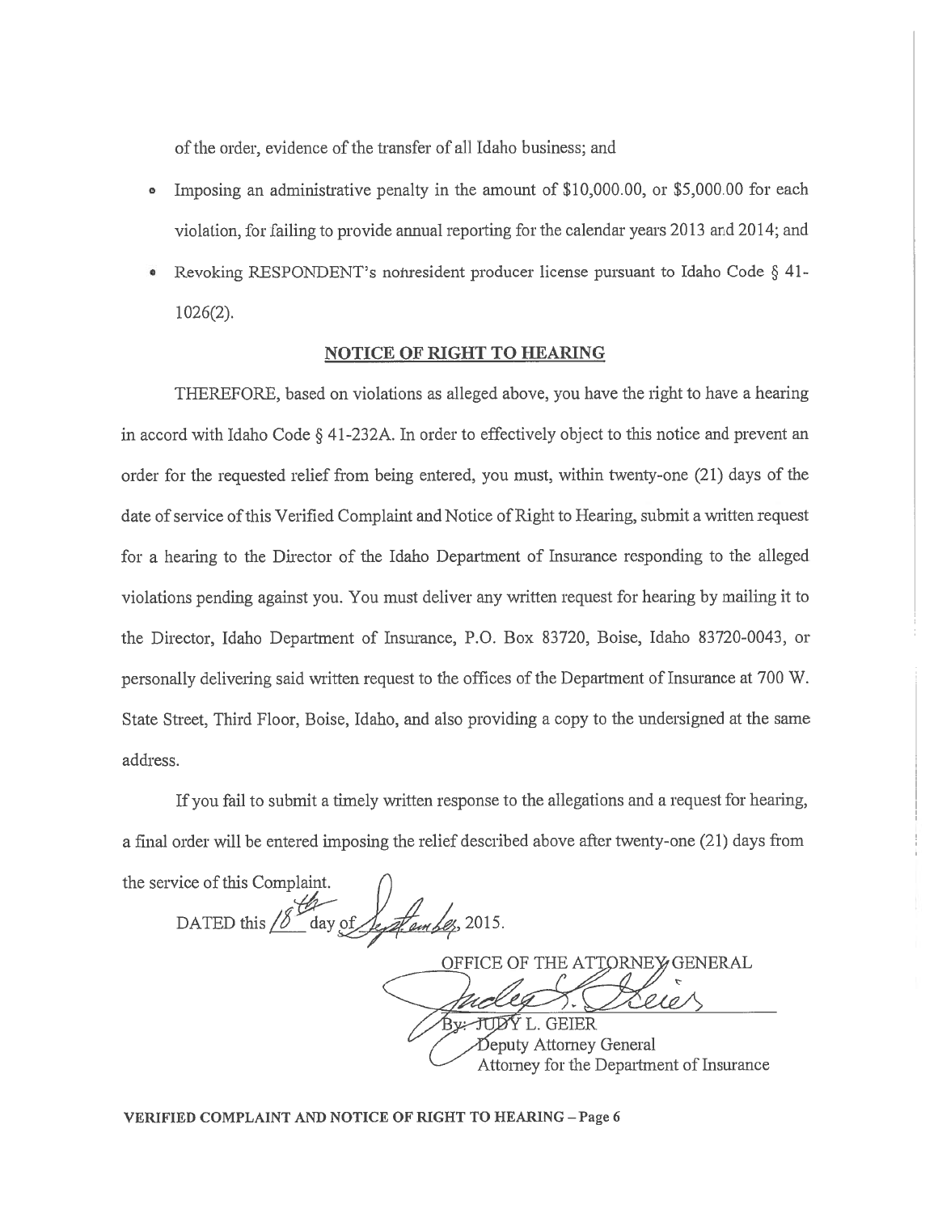of the order, evidence of the transfer of all Idaho business; and

- Imposing an administrative penalty in the amount of $10,000.00, or $5,000.00 for each violation, for failing to provide annual reporting for the calendar years 2013 and 2014; and
- Revoking RESPONDENT's nonresident producer license pursuant to Idaho Code § 41-1026(2).

## NOTICE OF RIGHT TO HEARING

THEREFORE, based on violations as alleged above, you have the right to have a hearing in accord with Idaho Code § 41-232A. In order to effectively object to this notice and prevent an order for the requested relief from being entered, you must, within twenty-one (21) days of the date of service of this Verified Complaint and Notice of Right to Hearing, submit a written request for a hearing to the Director of the Idaho Department of Insurance responding to the alleged violations pending against you. You must deliver any written request for hearing by mailing it to the Director, Idaho Department of Insurance, P.O. Box 83720, Boise, Idaho 83720-0043, or personally delivering said written request to the offices of the Department of Insurance at 700 W. State Street, Third Floor, Boise, Idaho, and also providing a copy to the undersigned at the same address.

If you fail to submit a timely written response to the allegations and a request for hearing, a final order will be entered imposing the relief described above after twenty-one (21) days from the service of this Complaint.

DATED this 18th day of September, 2015.

OFFICE OF THE ATTORNEY GENERAL

By: JUDY L. GEIER
Deputy Attorney General
Attorney for the Department of Insurance

**VERIFIED COMPLAINT AND NOTICE OF RIGHT TO HEARING – Page 6**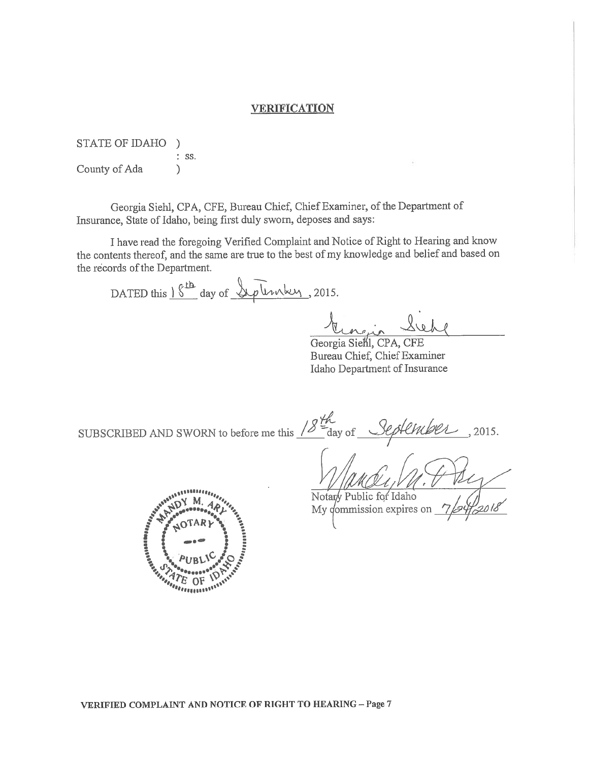## VERIFICATION

STATE OF IDAHO )
: ss.
County of Ada )

Georgia Siehl, CPA, CFE, Bureau Chief, Chief Examiner, of the Department of Insurance, State of Idaho, being first duly sworn, deposes and says:

I have read the foregoing Verified Complaint and Notice of Right to Hearing and know the contents thereof, and the same are true to the best of my knowledge and belief and based on the records of the Department.

DATED this 18th day of September, 2015.

Georgia Siehl

Georgia Siehl, CPA, CFE
Bureau Chief, Chief Examiner
Idaho Department of Insurance

SUBSCRIBED AND SWORN to before me this 18th day of September, 2015.

Mandy M. Ary

Notary Public for Idaho
My commission expires on 7/24/2018

MANDY M. ARY
NOTARY PUBLIC
STATE OF IDAHO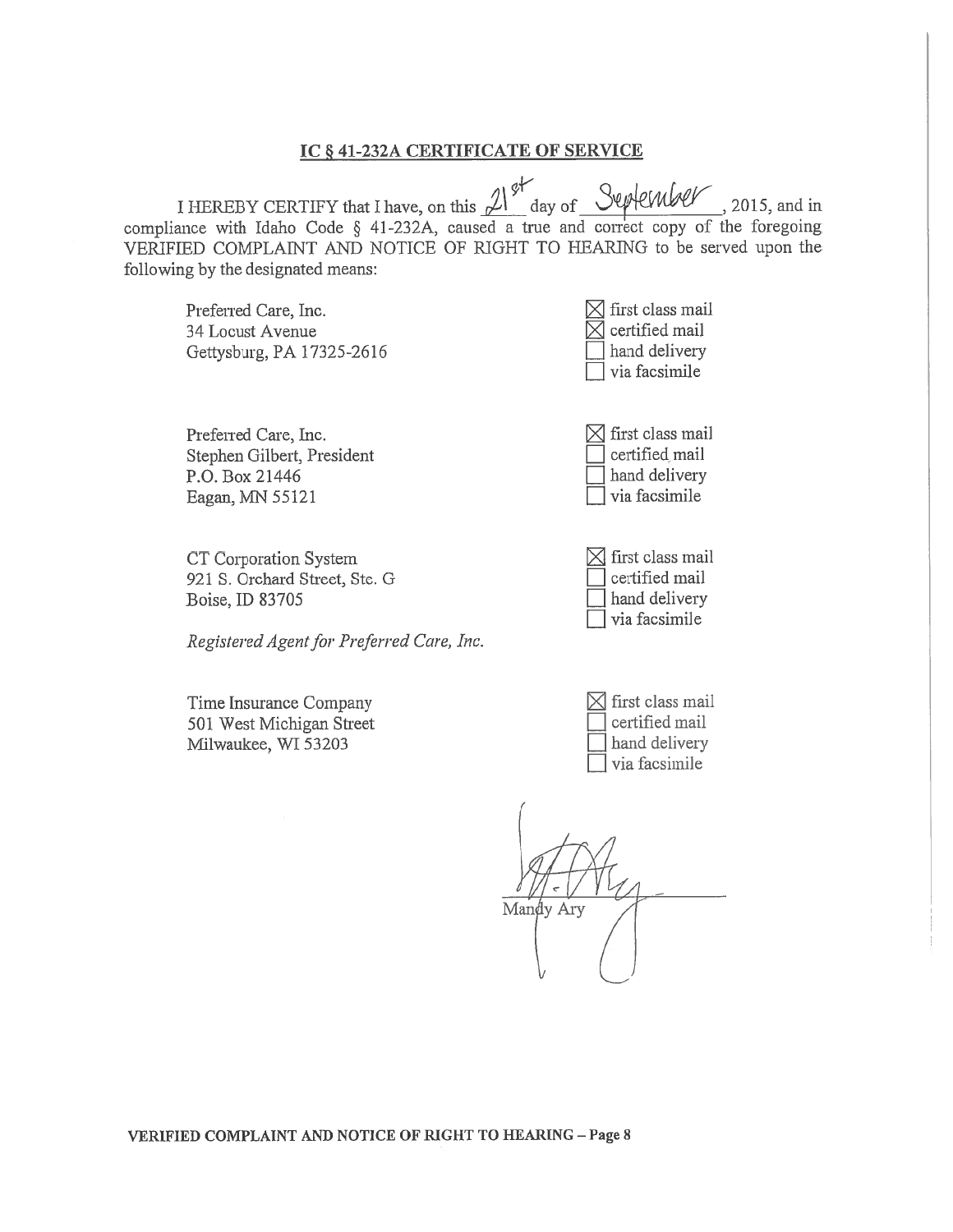## IC § 41-232A CERTIFICATE OF SERVICE

I HEREBY CERTIFY that I have, on this 21st day of September, 2015, and in compliance with Idaho Code § 41-232A, caused a true and correct copy of the foregoing VERIFIED COMPLAINT AND NOTICE OF RIGHT TO HEARING to be served upon the following by the designated means:

| | |
|---|---|
| Preferred Care, Inc.<br>34 Locust Avenue<br>Gettysburg, PA 17325-2616 | ☒ first class mail<br>☒ certified mail<br>☐ hand delivery<br>☐ via facsimile |
| Preferred Care, Inc.<br>Stephen Gilbert, President<br>P.O. Box 21446<br>Eagan, MN 55121 | ☒ first class mail<br>☐ certified mail<br>☐ hand delivery<br>☐ via facsimile |
| CT Corporation System<br>921 S. Orchard Street, Ste. G<br>Boise, ID 83705<br><br>*Registered Agent for Preferred Care, Inc.* | ☒ first class mail<br>☐ certified mail<br>☐ hand delivery<br>☐ via facsimile |
| Time Insurance Company<br>501 West Michigan Street<br>Milwaukee, WI 53203 | ☒ first class mail<br>☐ certified mail<br>☐ hand delivery<br>☐ via facsimile |

Mandy Ary

**VERIFIED COMPLAINT AND NOTICE OF RIGHT TO HEARING – Page 8**